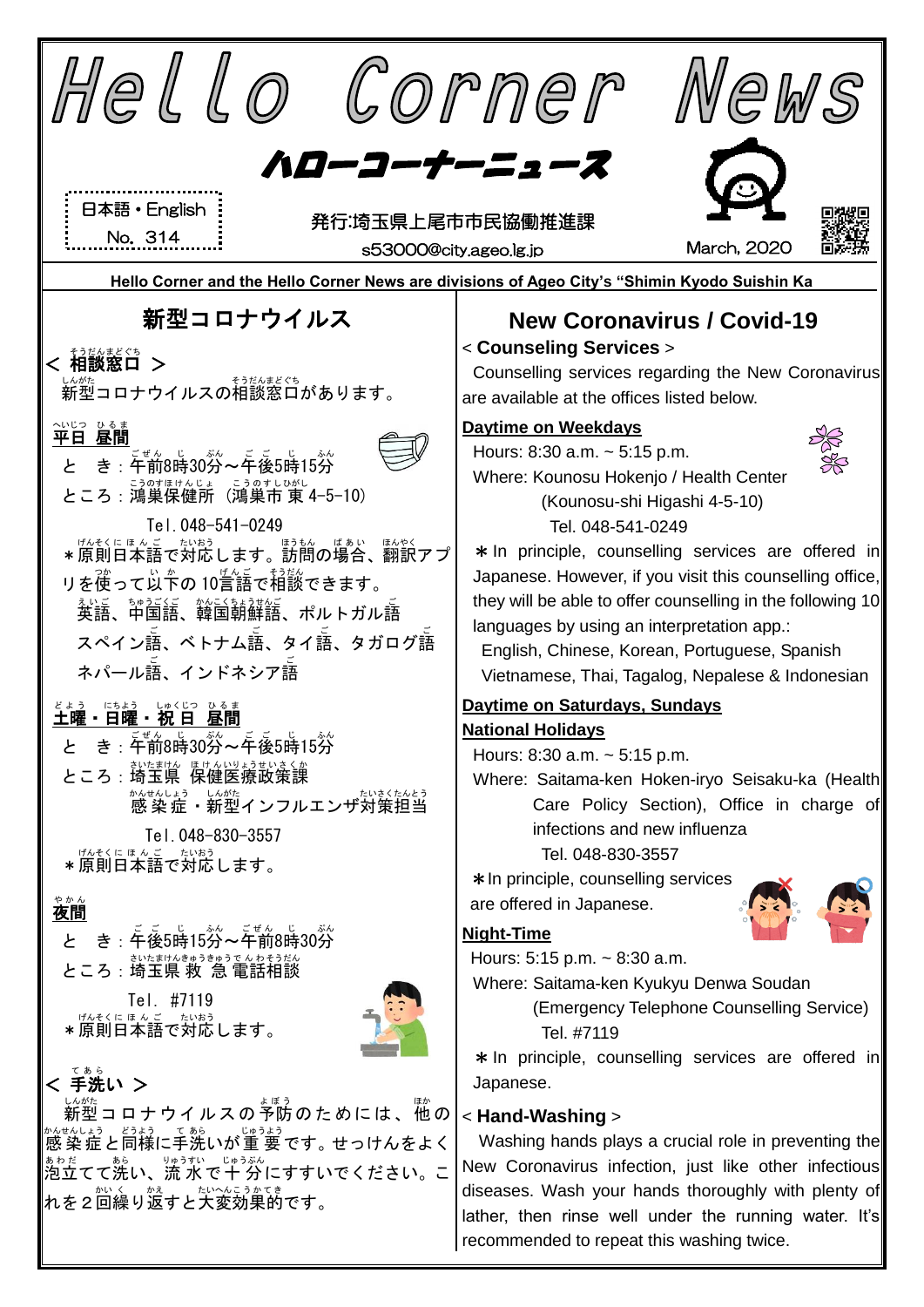# Hello Corner News

## ハローコーナーニュース

日本語・English
No. 314

発行:埼玉県上尾市市民協働推進課
s53000@city.ageo.lg.jp

March, 2020

Hello Corner and the Hello Corner News are divisions of Ageo City's "Shimin Kyodo Suishin Ka

## 新型コロナウイルス

### ＜ 相談窓口 ＞

新型コロナウイルスの相談窓口があります。

**平日 昼間**

とき：午前8時30分～午後5時15分
ところ：鴻巣保健所 (鴻巣市東4-5-10)
Tel.048-541-0249

＊原則日本語で対応します。訪問の場合、翻訳アプリを使って以下の10言語で相談できます。
英語、中国語、韓国朝鮮語、ポルトガル語
スペイン語、ベトナム語、タイ語、タガログ語
ネパール語、インドネシア語

**土曜・日曜・祝日 昼間**

とき：午前8時30分～午後5時15分
ところ：埼玉県 保健医療政策課
感染症・新型インフルエンザ対策担当
Tel.048-830-3557

＊原則日本語で対応します。

**夜間**

とき：午後5時15分～午前8時30分
ところ：埼玉県救急電話相談
Tel. #7119

＊原則日本語で対応します。

### ＜ 手洗い ＞

新型コロナウイルスの予防のためには、他の感染症と同様に手洗いが重要です。せっけんをよく泡立てて洗い、流水で十分にすすいでください。これを２回繰り返すと大変効果的です。

## New Coronavirus / Covid-19

### < Counseling Services >

Counselling services regarding the New Coronavirus are available at the offices listed below.

**Daytime on Weekdays**

Hours: 8:30 a.m. ~ 5:15 p.m.
Where: Kounosu Hokenjo / Health Center
(Kounosu-shi Higashi 4-5-10)
Tel. 048-541-0249

＊In principle, counselling services are offered in Japanese. However, if you visit this counselling office, they will be able to offer counselling in the following 10 languages by using an interpretation app.:
English, Chinese, Korean, Portuguese, Spanish
Vietnamese, Thai, Tagalog, Nepalese & Indonesian

**Daytime on Saturdays, Sundays National Holidays**

Hours: 8:30 a.m. ~ 5:15 p.m.
Where: Saitama-ken Hoken-iryo Seisaku-ka (Health Care Policy Section), Office in charge of infections and new influenza
Tel. 048-830-3557

＊In principle, counselling services are offered in Japanese.

**Night-Time**

Hours: 5:15 p.m. ~ 8:30 a.m.
Where: Saitama-ken Kyukyu Denwa Soudan
(Emergency Telephone Counselling Service)
Tel. #7119

＊In principle, counselling services are offered in Japanese.

### < Hand-Washing >

Washing hands plays a crucial role in preventing the New Coronavirus infection, just like other infectious diseases. Wash your hands thoroughly with plenty of lather, then rinse well under the running water. It's recommended to repeat this washing twice.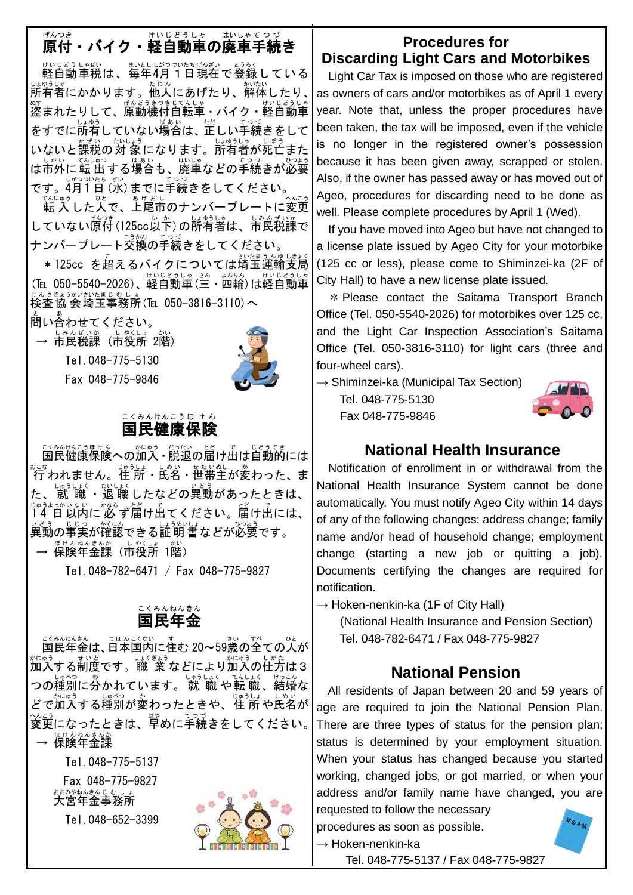## 原付・バイク・軽自動車の廃車手続き

軽自動車税は、毎年4月1日現在で登録している所有者にかかります。他人にあげたり、解体したり、盗まれたりして、原動機付自転車・バイク・軽自動車をすでに所有していない場合は、正しい手続きをしていないと課税の対象になります。所有者が死亡または市外に転出する場合も、廃車などの手続きが必要です。4月1日(水)までに手続きをしてください。

転入した人で、上尾市のナンバープレートに変更していない原付(125cc以下)の所有者は、市民税課でナンバープレート交換の手続きをしてください。

＊125cc を超えるバイクについては埼玉運輸支局(TEL 050-5540-2026)、軽自動車(三・四輪)は軽自動車検査協会埼玉事務所(TEL 050-3816-3110)へ問い合わせてください。

→ 市民税課（市役所 2階）
Tel.048-775-5130
Fax 048-775-9846

## 国民健康保険

国民健康保険への加入・脱退の届け出は自動的には行われません。住所・氏名・世帯主が変わった、また、就職・退職したなどの異動があったときは、14日以内に必ず届け出てください。届け出には、異動の事実が確認できる証明書などが必要です。

→ 保険年金課（市役所 1階）
Tel.048-782-6471 / Fax 048-775-9827

## 国民年金

国民年金は、日本国内に住む20～59歳の全ての人が加入する制度です。職業などにより加入の仕方は３つの種別に分かれています。就職や転職、結婚などで加入する種別が変わったときや、住所や氏名が変更になったときは、早めに手続きをしてください。

→ 保険年金課
Tel.048-775-5137
Fax 048-775-9827
大宮年金事務所
Tel.048-652-3399

## Procedures for Discarding Light Cars and Motorbikes

Light Car Tax is imposed on those who are registered as owners of cars and/or motorbikes as of April 1 every year. Note that, unless the proper procedures have been taken, the tax will be imposed, even if the vehicle is no longer in the registered owner's possession because it has been given away, scrapped or stolen. Also, if the owner has passed away or has moved out of Ageo, procedures for discarding need to be done as well. Please complete procedures by April 1 (Wed).

If you have moved into Ageo but have not changed to a license plate issued by Ageo City for your motorbike (125 cc or less), please come to Shiminzei-ka (2F of City Hall) to have a new license plate issued.

＊Please contact the Saitama Transport Branch Office (Tel. 050-5540-2026) for motorbikes over 125 cc, and the Light Car Inspection Association's Saitama Office (Tel. 050-3816-3110) for light cars (three and four-wheel cars).

→ Shiminzei-ka (Municipal Tax Section)
Tel. 048-775-5130
Fax 048-775-9846

## National Health Insurance

Notification of enrollment in or withdrawal from the National Health Insurance System cannot be done automatically. You must notify Ageo City within 14 days of any of the following changes: address change; family name and/or head of household change; employment change (starting a new job or quitting a job). Documents certifying the changes are required for notification.

→ Hoken-nenkin-ka (1F of City Hall)
(National Health Insurance and Pension Section)
Tel. 048-782-6471 / Fax 048-775-9827

## National Pension

All residents of Japan between 20 and 59 years of age are required to join the National Pension Plan. There are three types of status for the pension plan; status is determined by your employment situation. When your status has changed because you started working, changed jobs, or got married, or when your address and/or family name have changed, you are requested to follow the necessary procedures as soon as possible.

→ Hoken-nenkin-ka
Tel. 048-775-5137 / Fax 048-775-9827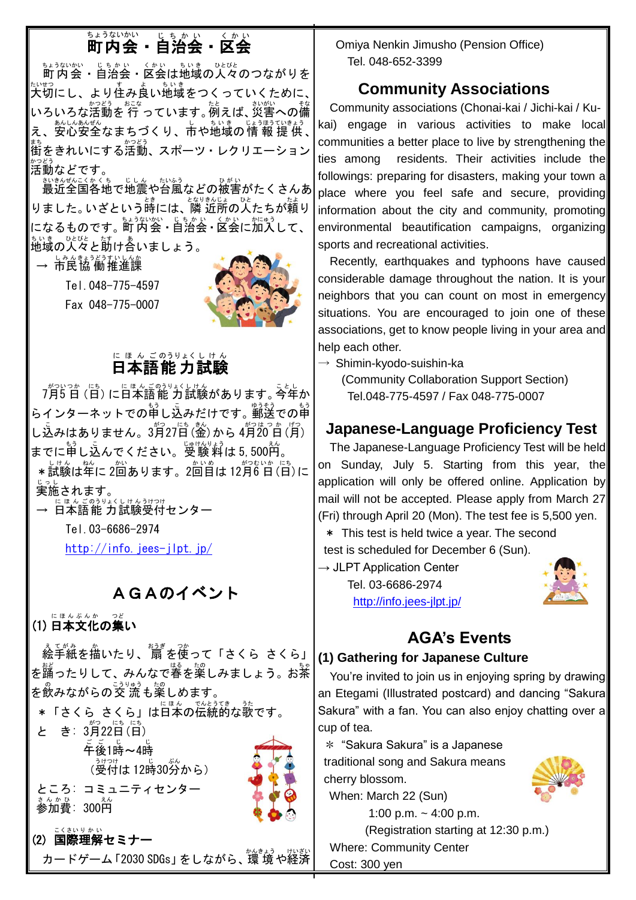## 町内会・自治会・区会

町内会・自治会・区会は地域の人々のつながりを大切にし、より住み良い地域をつくっていくために、いろいろな活動を行っています。例えば、災害への備え、安心安全なまちづくり、市や地域の情報提供、街をきれいにする活動、スポーツ・レクリエーション活動などです。

最近全国各地で地震や台風などの被害がたくさんありました。いざという時には、隣近所の人たちが頼りになるものです。町内会・自治会・区会に加入して、地域の人々と助け合いましょう。

→ 市民協働推進課

Tel.048-775-4597

Fax 048-775-0007

## 日本語能力試験

7月5日（日）に日本語能力試験があります。今年からインターネットでの申し込みだけです。郵送での申し込みはありません。3月27日（金）から4月20日（月）までに申し込んでください。受験料は5,500円。

＊試験は年に2回あります。2回目は12月6日（日）に実施されます。

→ 日本語能力試験受付センター

Tel.03-6686-2974

http://info.jees-jlpt.jp/

## ＡＧＡのイベント

### (1) 日本文化の集い

絵手紙を描いたり、扇を使って「さくら さくら」を踊ったりして、みんなで春を楽しみましょう。お茶を飲みながらの交流も楽しめます。

＊「さくら さくら」は日本の伝統的な歌です。

と き：3月22日（日）

午後1時～4時

（受付は12時30分から）

ところ：コミュニティセンター

参加費：300円

### (2) 国際理解セミナー

カードゲーム「2030 SDGs」をしながら、環境や経済

Omiya Nenkin Jimusho (Pension Office)

Tel. 048-652-3399

## Community Associations

Community associations (Chonai-kai / Jichi-kai / Ku-kai) engage in various activities to make local communities a better place to live by strengthening the ties among residents. Their activities include the followings: preparing for disasters, making your town a place where you feel safe and secure, providing information about the city and community, promoting environmental beautification campaigns, organizing sports and recreational activities.

Recently, earthquakes and typhoons have caused considerable damage throughout the nation. It is your neighbors that you can count on most in emergency situations. You are encouraged to join one of these associations, get to know people living in your area and help each other.

→ Shimin-kyodo-suishin-ka

(Community Collaboration Support Section)

Tel.048-775-4597 / Fax 048-775-0007

## Japanese-Language Proficiency Test

The Japanese-Language Proficiency Test will be held on Sunday, July 5. Starting from this year, the application will only be offered online. Application by mail will not be accepted. Please apply from March 27 (Fri) through April 20 (Mon). The test fee is 5,500 yen.

＊ This test is held twice a year. The second test is scheduled for December 6 (Sun).

→ JLPT Application Center

Tel. 03-6686-2974

http://info.jees-jlpt.jp/

## AGA's Events

### (1) Gathering for Japanese Culture

You're invited to join us in enjoying spring by drawing an Etegami (Illustrated postcard) and dancing "Sakura Sakura" with a fan. You can also enjoy chatting over a cup of tea.

＊ "Sakura Sakura" is a Japanese traditional song and Sakura means cherry blossom.

When: March 22 (Sun)

1:00 p.m. ~ 4:00 p.m.

(Registration starting at 12:30 p.m.)

Where: Community Center

Cost: 300 yen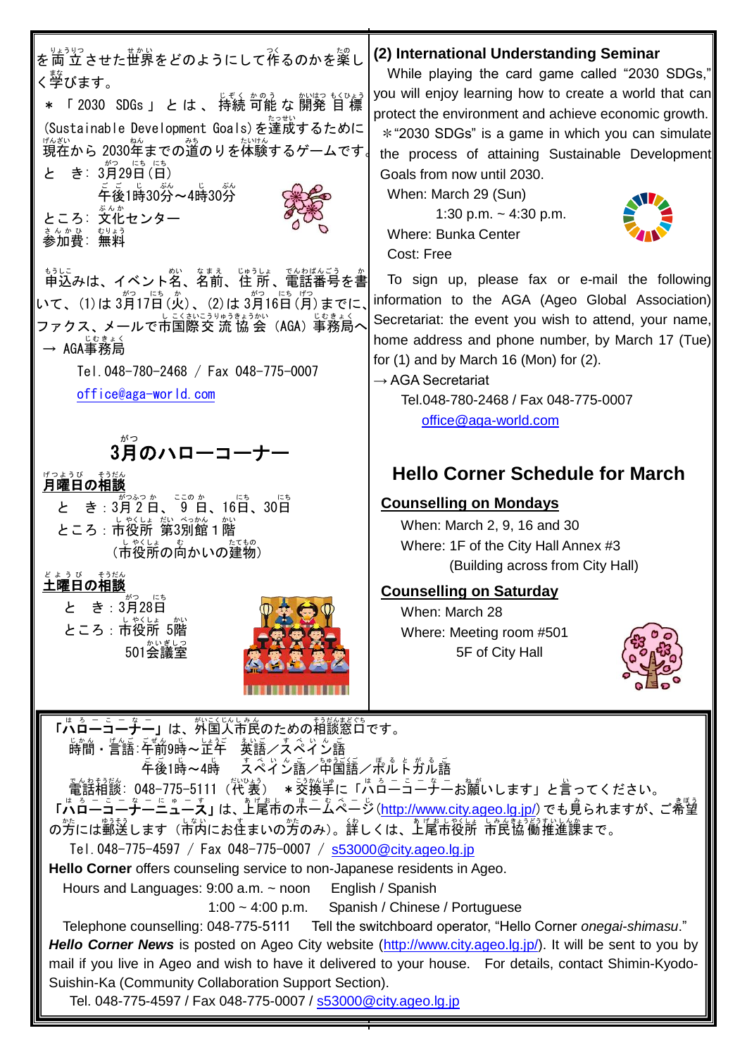を両立させた世界をどのようにして作るのかを楽しく学びます。

＊「2030 SDGs」とは、持続可能な開発目標(Sustainable Development Goals)を達成するために現在から2030年までの道のりを体験するゲームです。

と　き：3月29日(日)
　　　　午後1時30分～4時30分
ところ：文化センター
参加費：無料

申込みは、イベント名、名前、住所、電話番号を書いて、(1)は3月17日(火)、(2)は3月16日(月)までに、ファクス、メールで市国際交流協会（AGA）事務局へ

→ AGA事務局
Tel.048-780-2468 / Fax 048-775-0007
office@aga-world.com

## 3月のハローコーナー

**月曜日の相談**

と　き：3月2日、9日、16日、30日
ところ：市役所 第3別館1階
（市役所の向かいの建物）

**土曜日の相談**

と　き：3月28日
ところ：市役所 5階
501会議室

**(2) International Understanding Seminar**

While playing the card game called “2030 SDGs,” you will enjoy learning how to create a world that can protect the environment and achieve economic growth.
＊“2030 SDGs” is a game in which you can simulate the process of attaining Sustainable Development Goals from now until 2030.

When: March 29 (Sun)
1:30 p.m. ~ 4:30 p.m.
Where: Bunka Center
Cost: Free

To sign up, please fax or e-mail the following information to the AGA (Ageo Global Association) Secretariat: the event you wish to attend, your name, home address and phone number, by March 17 (Tue) for (1) and by March 16 (Mon) for (2).

→ AGA Secretariat
Tel.048-780-2468 / Fax 048-775-0007
office@aga-world.com

## Hello Corner Schedule for March

**Counselling on Mondays**

When: March 2, 9, 16 and 30
Where: 1F of the City Hall Annex #3
(Building across from City Hall)

**Counselling on Saturday**

When: March 28
Where: Meeting room #501
5F of City Hall

「ハローコーナー」は、外国人市民のための相談窓口です。
時間・言語:午前9時～正午　英語／スペイン語
　　　　　午後1時～4時　スペイン語／中国語／ポルトガル語
電話相談: 048-775-5111（代表）　＊交換手に「ハローコーナーお願いします」と言ってください。
「ハローコーナーニュース」は、上尾市のホームページ(http://www.city.ageo.lg.jp/)でも見られますが、ご希望の方には郵送します（市内にお住まいの方のみ)。詳しくは、上尾市役所 市民協働推進課まで。
Tel.048-775-4597 / Fax 048-775-0007 / s53000@city.ageo.lg.jp

**Hello Corner** offers counseling service to non-Japanese residents in Ageo.
Hours and Languages: 9:00 a.m. ~ noon　English / Spanish
1:00 ~ 4:00 p.m.　Spanish / Chinese / Portuguese
Telephone counselling: 048-775-5111　Tell the switchboard operator, “Hello Corner *onegai-shimasu*.”
***Hello Corner News*** is posted on Ageo City website (http://www.city.ageo.lg.jp/). It will be sent to you by mail if you live in Ageo and wish to have it delivered to your house. For details, contact Shimin-Kyodo-Suishin-Ka (Community Collaboration Support Section).
Tel. 048-775-4597 / Fax 048-775-0007 / s53000@city.ageo.lg.jp